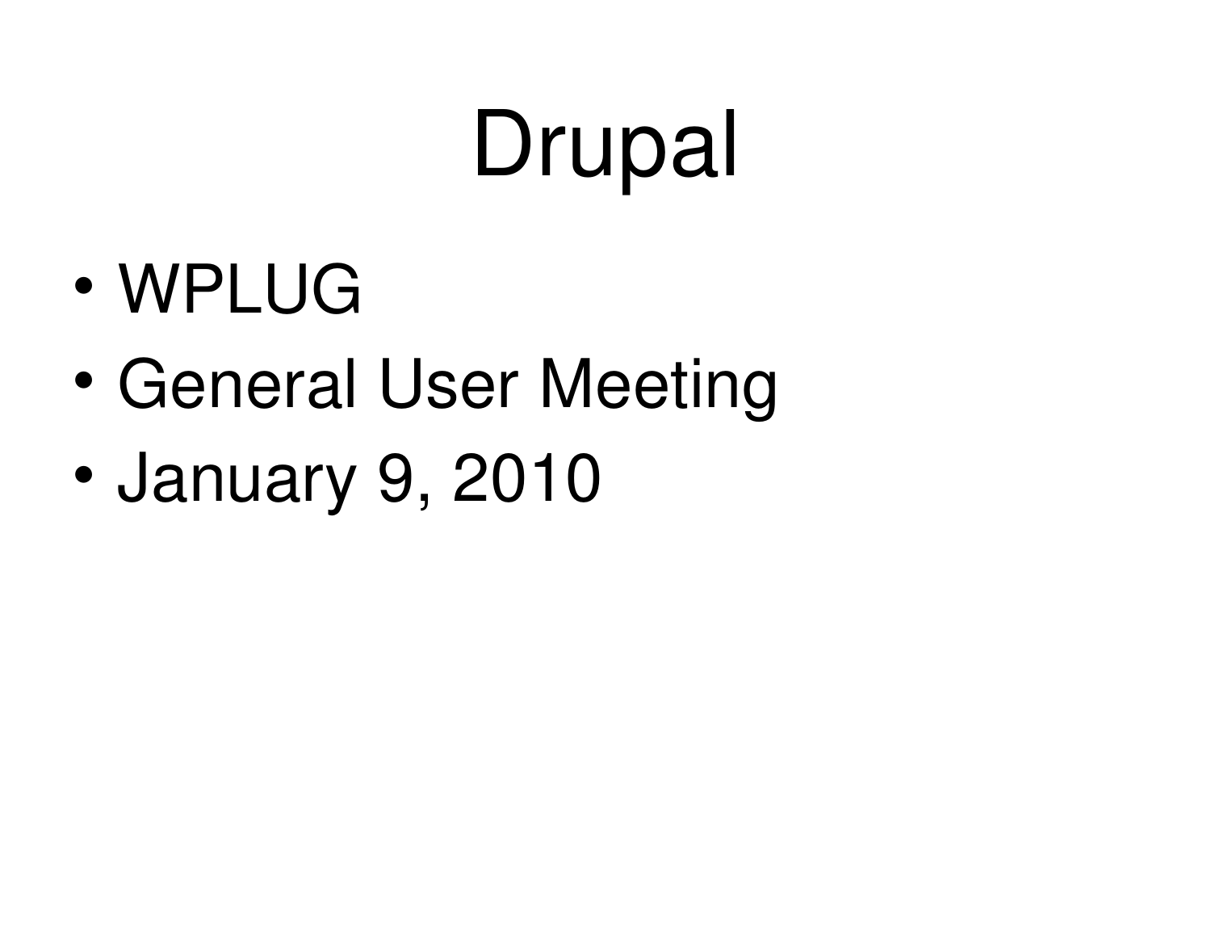# Drupal

- WPLUG
- General User Meeting
- January 9, 2010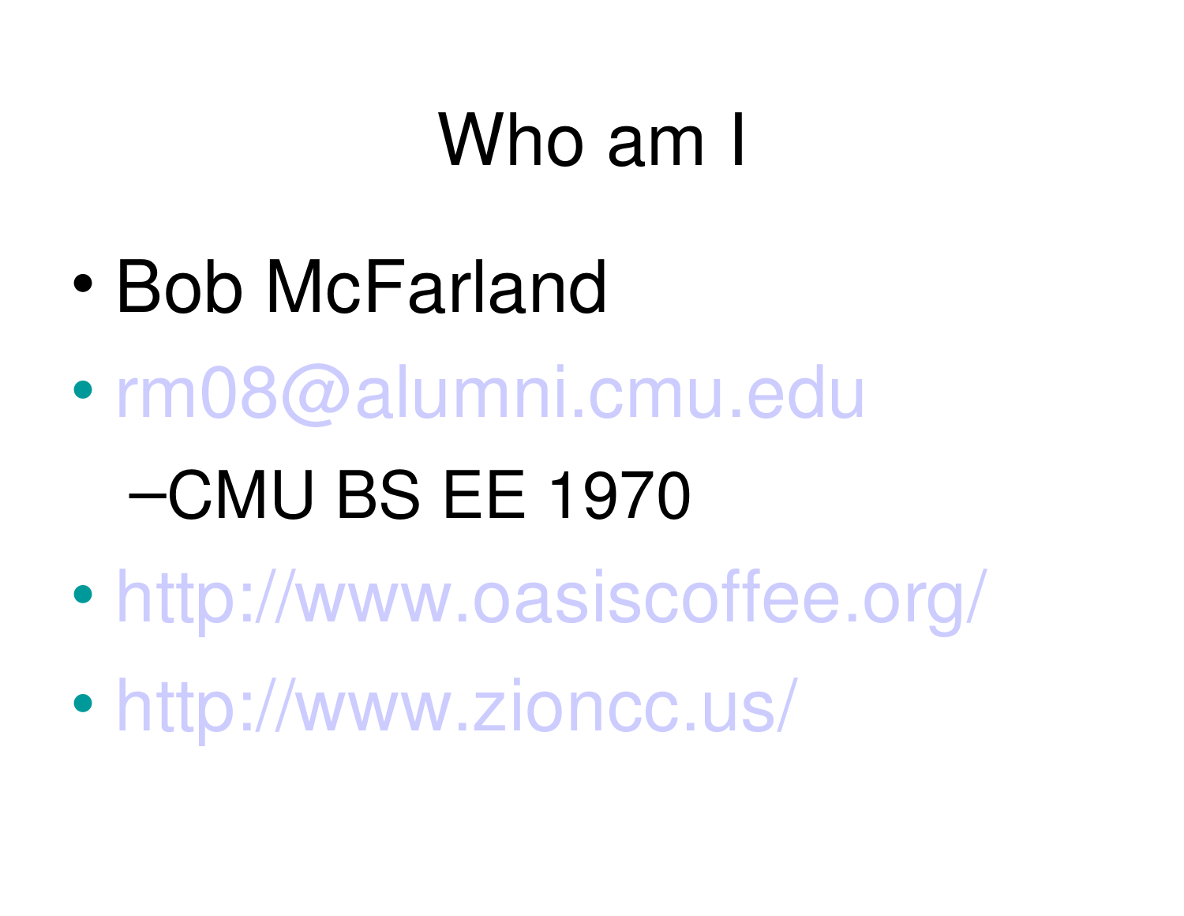# Who am I

- Bob McFarland
- rm08@alumni.cmu.edu
  - CMU BS EE 1970
- http://www.oasiscoffee.org/
- http://www.zioncc.us/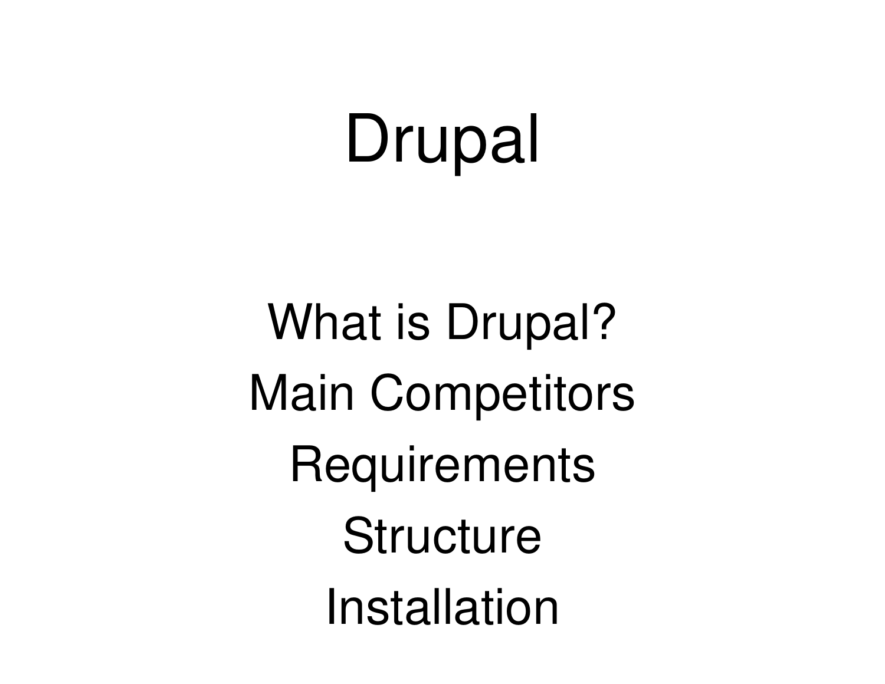# Drupal

What is Drupal?

Main Competitors

Requirements

Structure

Installation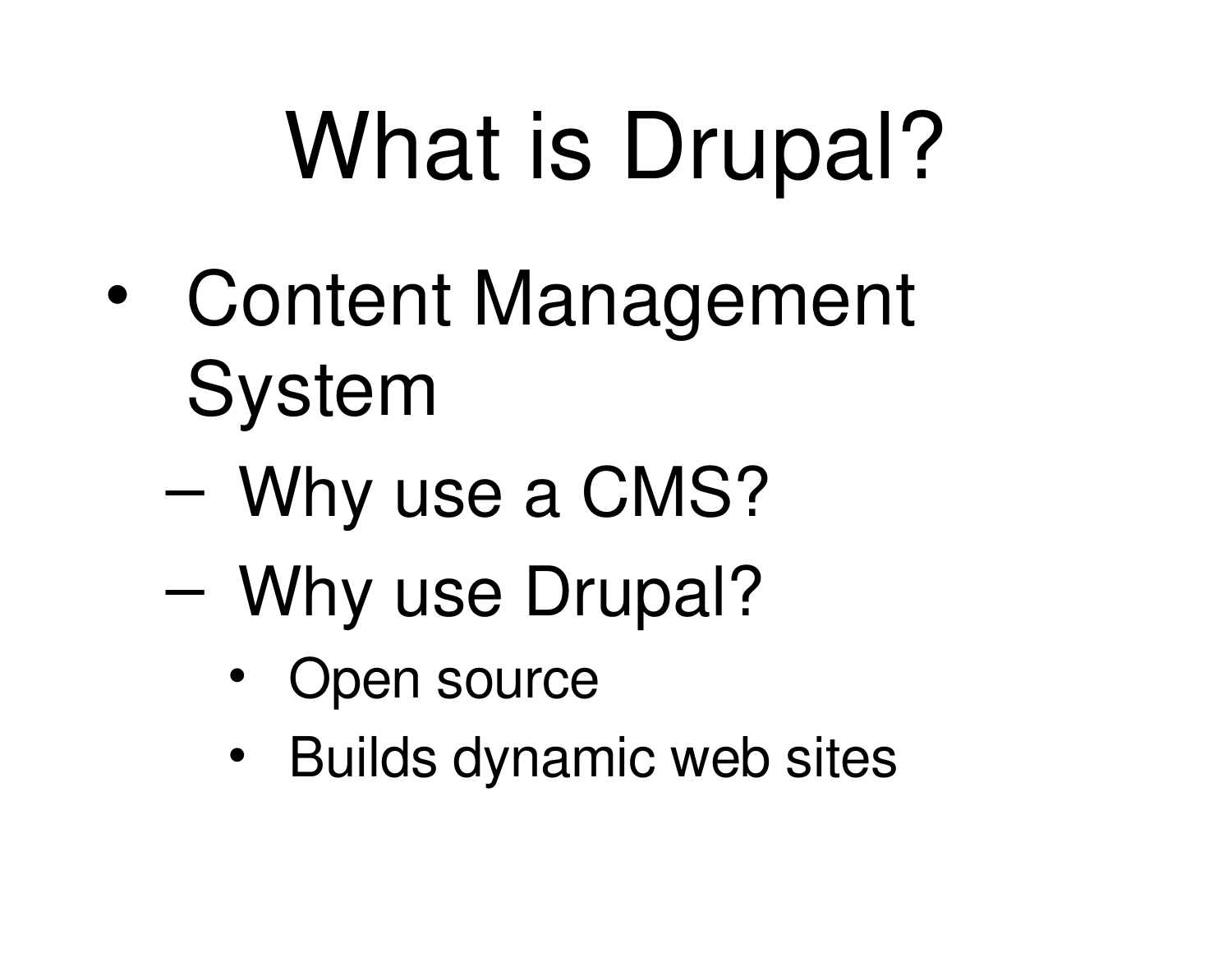# What is Drupal?

- Content Management System
  - Why use a CMS?
  - Why use Drupal?
    - Open source
    - Builds dynamic web sites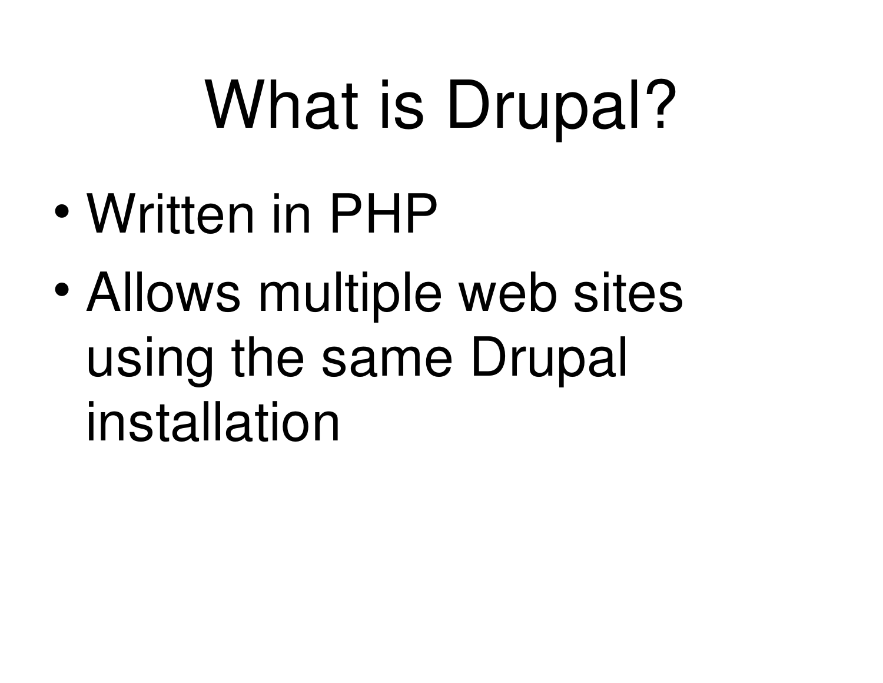# What is Drupal?

- Written in PHP
- Allows multiple web sites using the same Drupal installation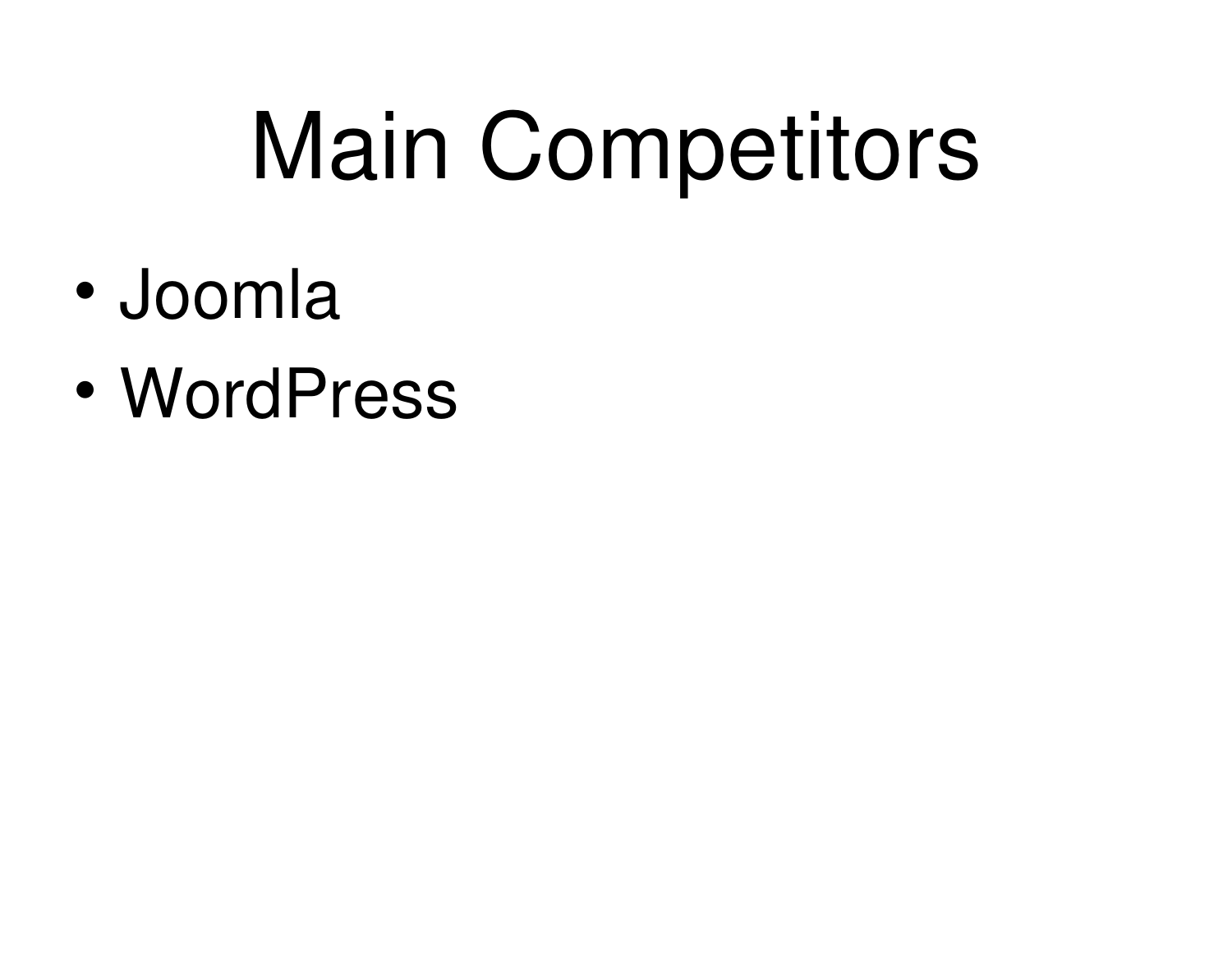# Main Competitors

- Joomla
- WordPress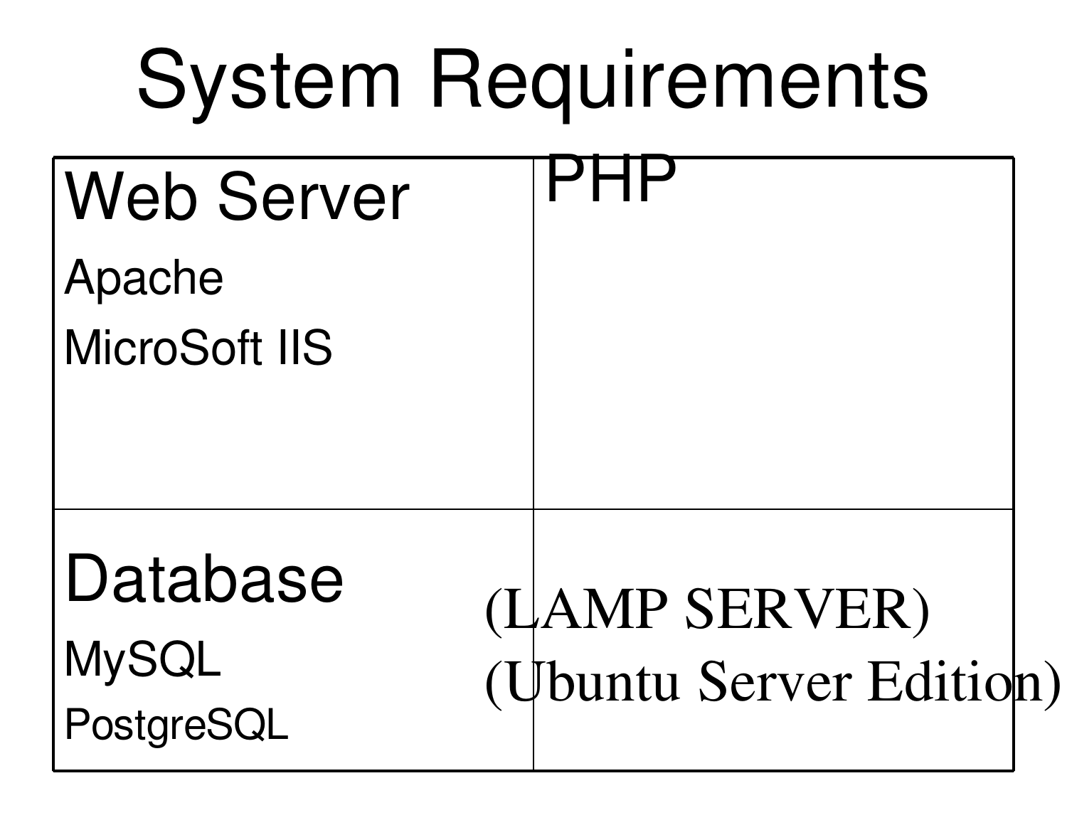# System Requirements

| Web Server | PHP |
|---|---|
| Apache<br>MicroSoft IIS | |
| **Database**<br>MySQL<br>PostgreSQL | (LAMP SERVER)<br>(Ubuntu Server Edition) |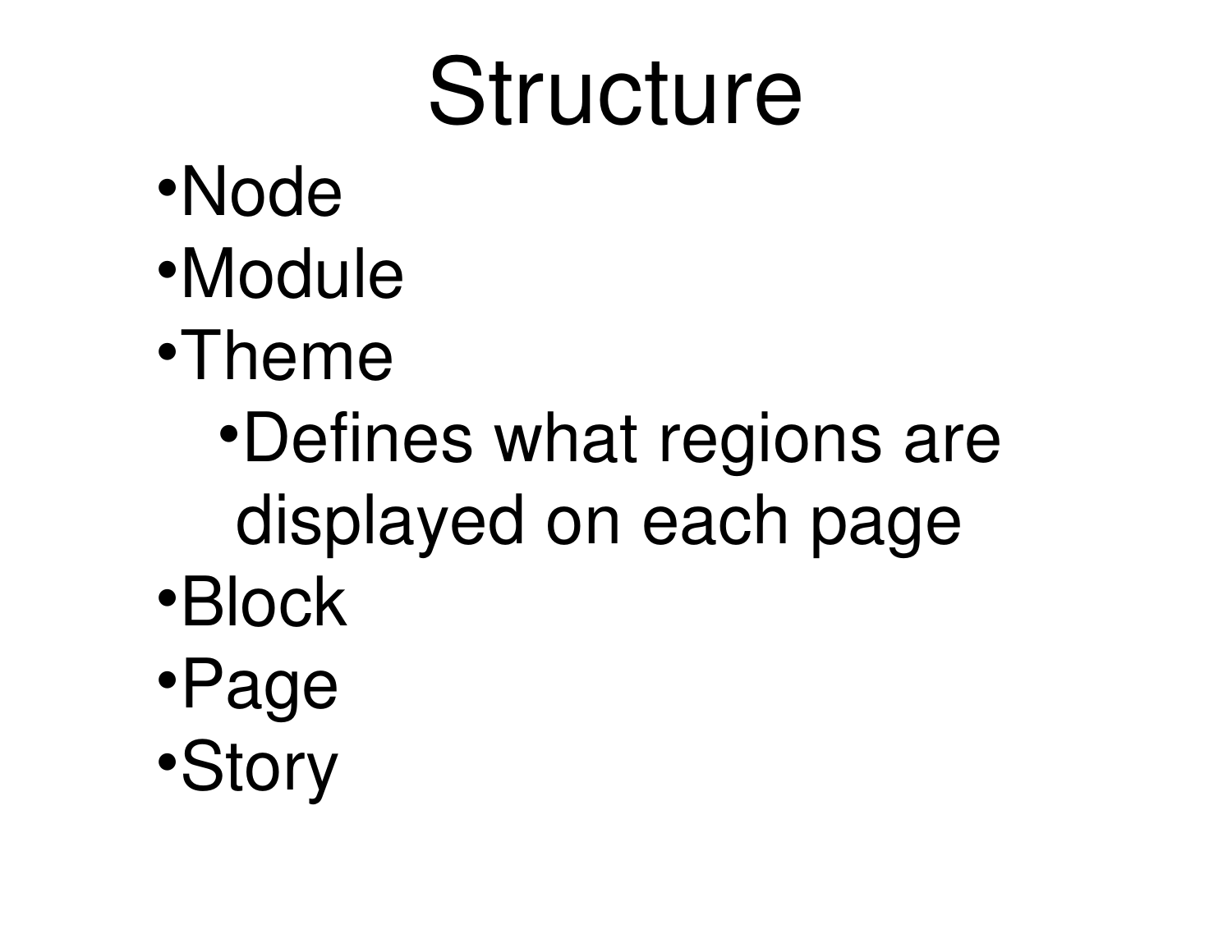# Structure

- Node
- Module
- Theme
  - Defines what regions are displayed on each page
- Block
- Page
- Story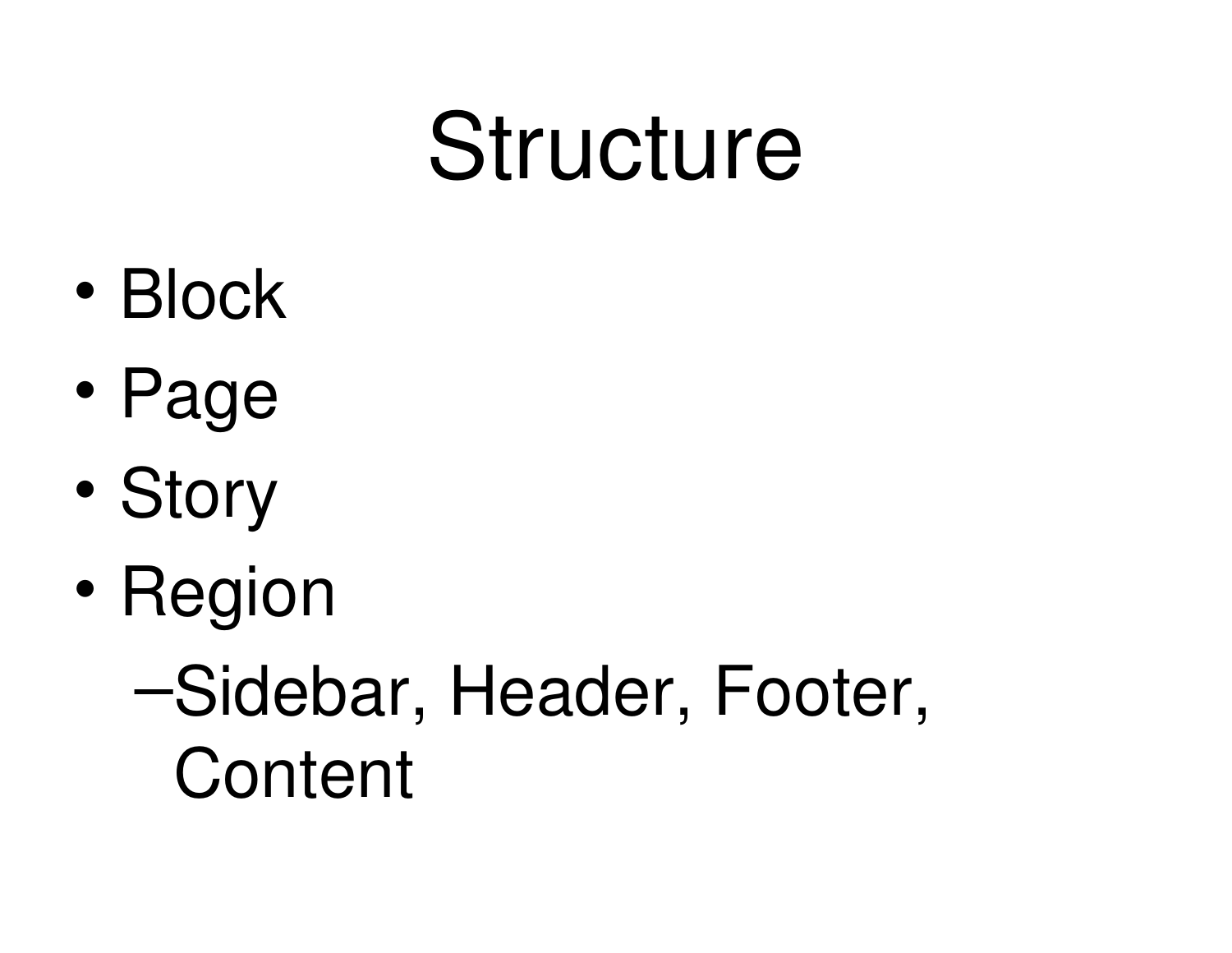# Structure

- Block
- Page
- Story
- Region
  - Sidebar, Header, Footer, Content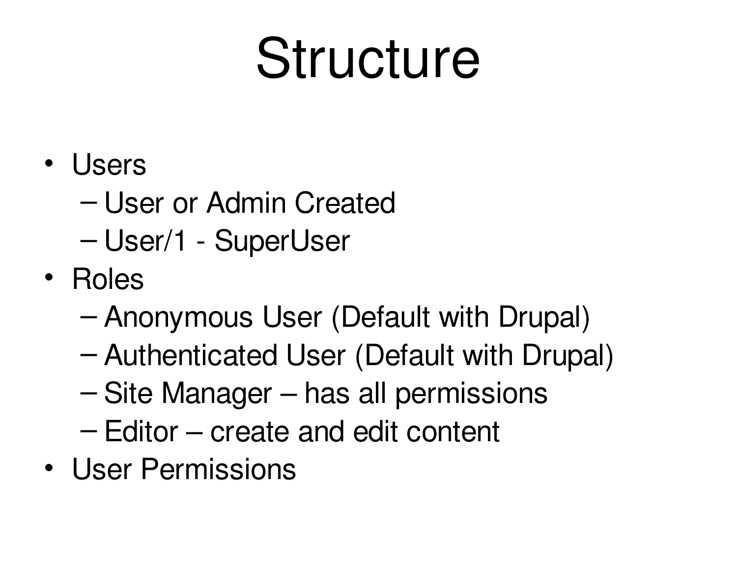# Structure

- Users
  - User or Admin Created
  - User/1 - SuperUser
- Roles
  - Anonymous User (Default with Drupal)
  - Authenticated User (Default with Drupal)
  - Site Manager – has all permissions
  - Editor – create and edit content
- User Permissions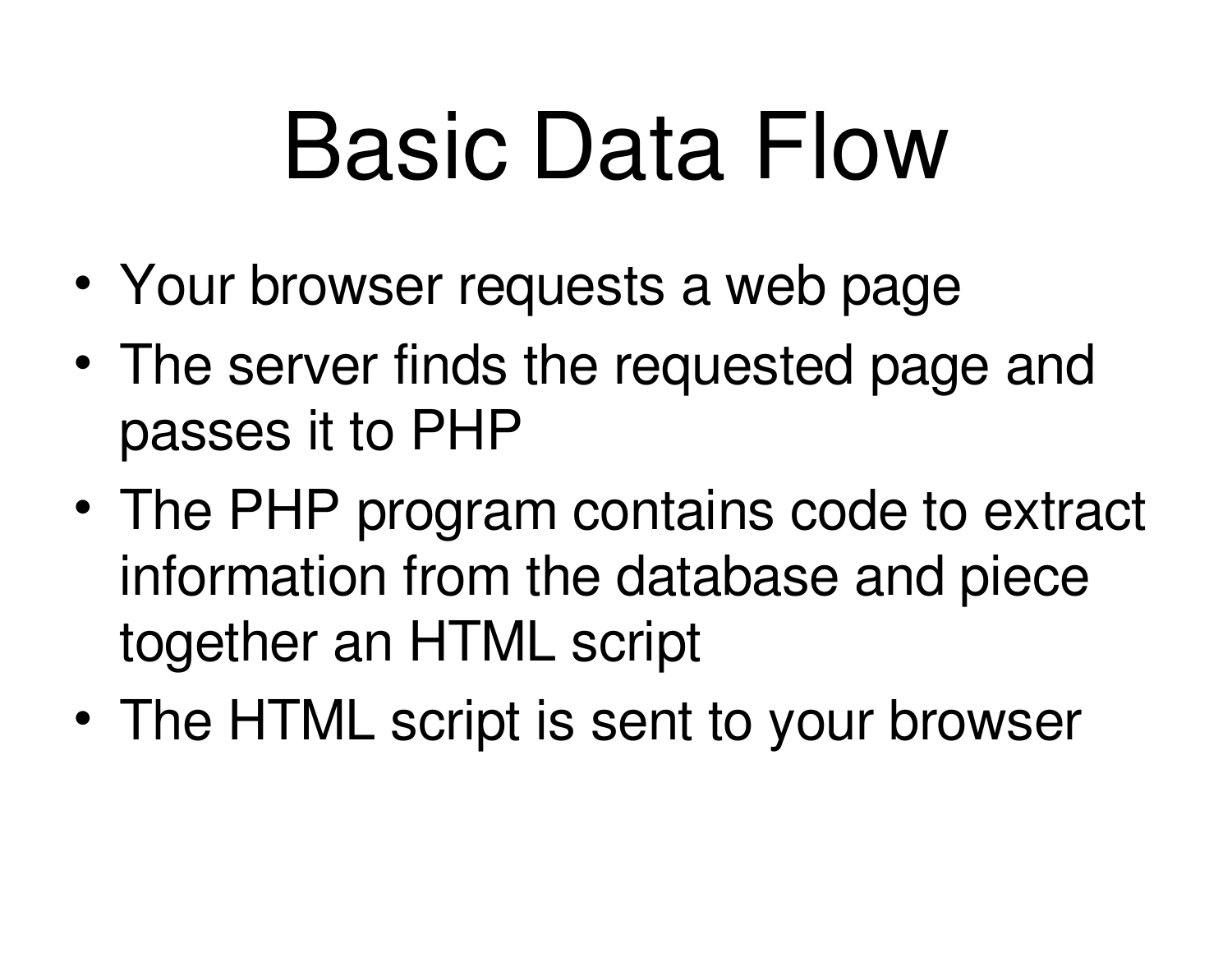# Basic Data Flow

- Your browser requests a web page
- The server finds the requested page and passes it to PHP
- The PHP program contains code to extract information from the database and piece together an HTML script
- The HTML script is sent to your browser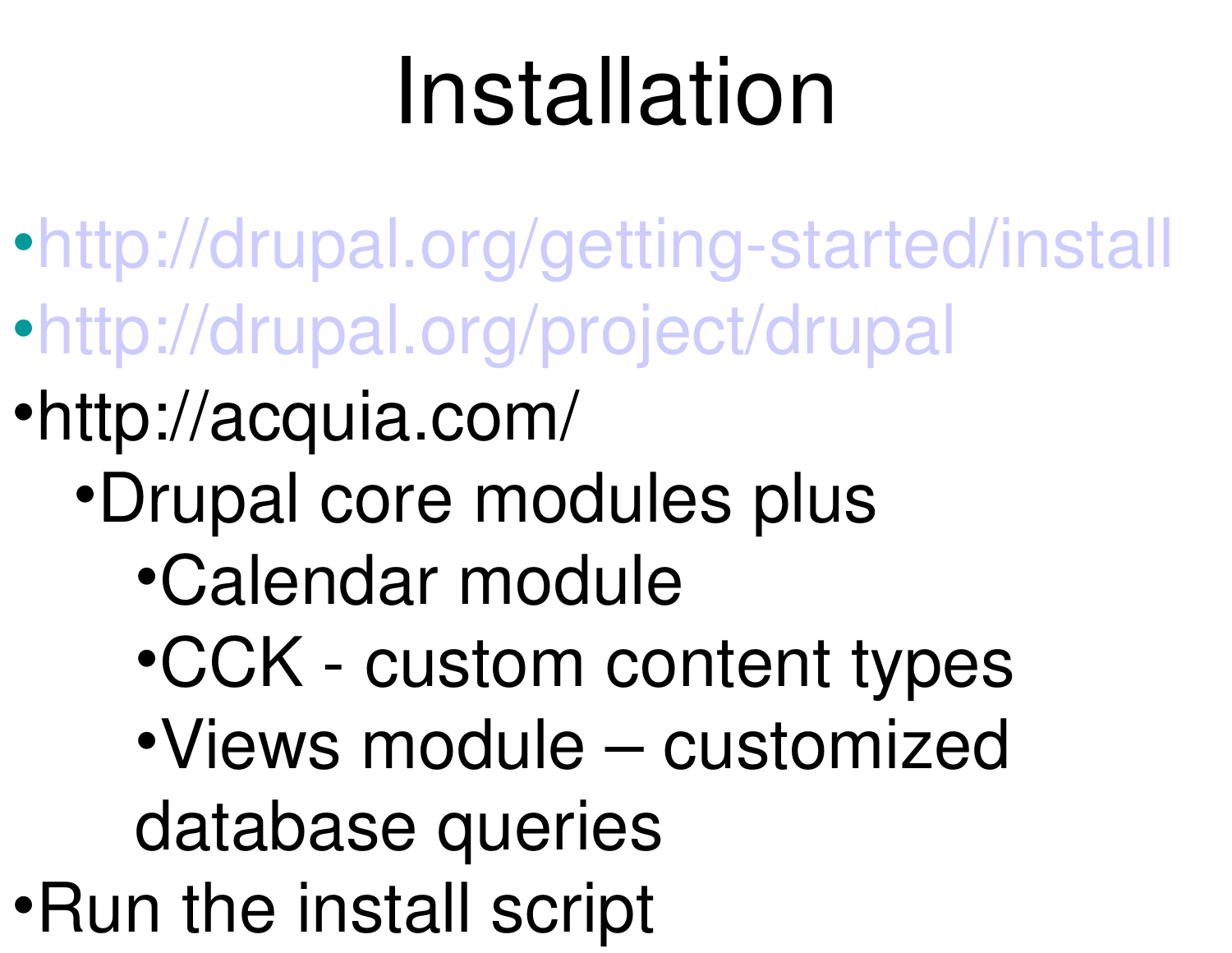# Installation

- http://drupal.org/getting-started/install
- http://drupal.org/project/drupal
- http://acquia.com/
  - Drupal core modules plus
    - Calendar module
    - CCK - custom content types
    - Views module – customized database queries
- Run the install script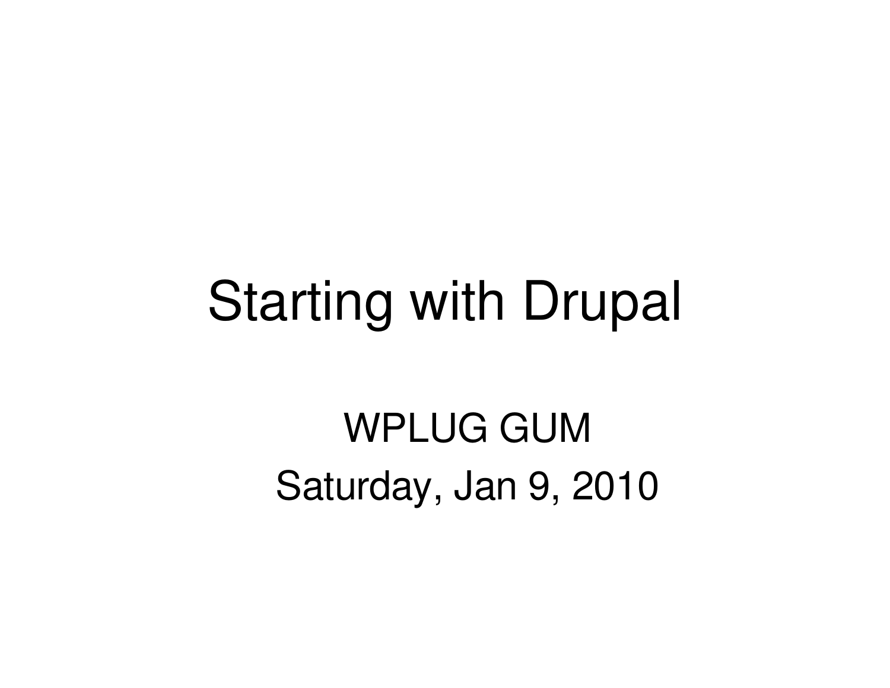# Starting with Drupal

WPLUG GUM

Saturday, Jan 9, 2010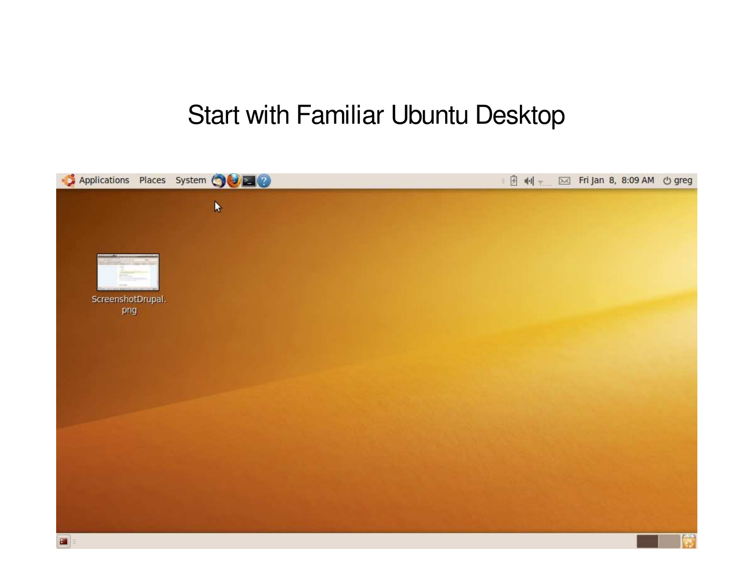# Start with Familiar Ubuntu Desktop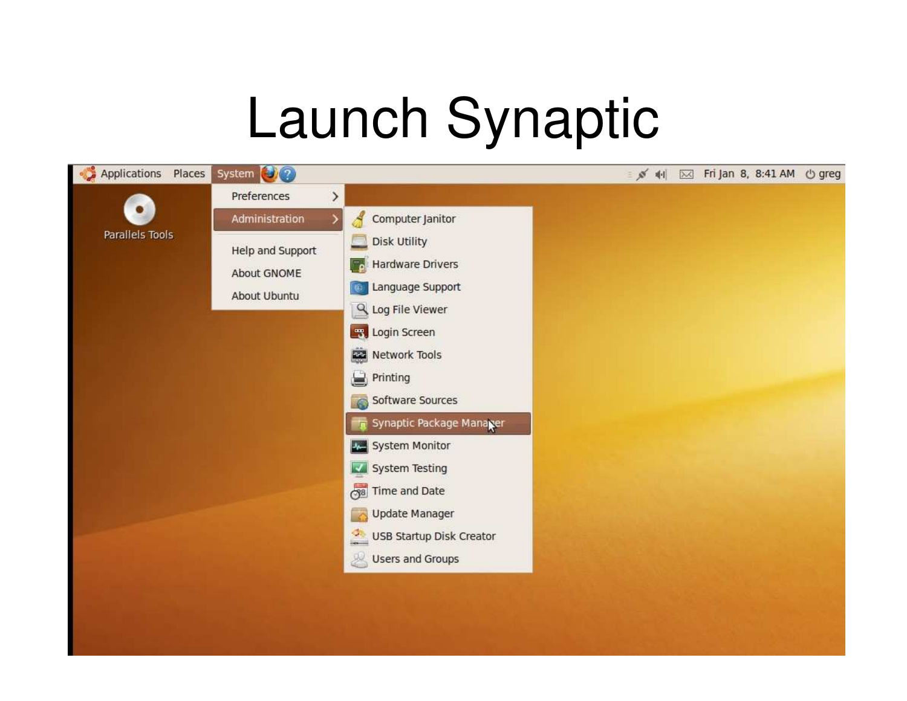# Launch Synaptic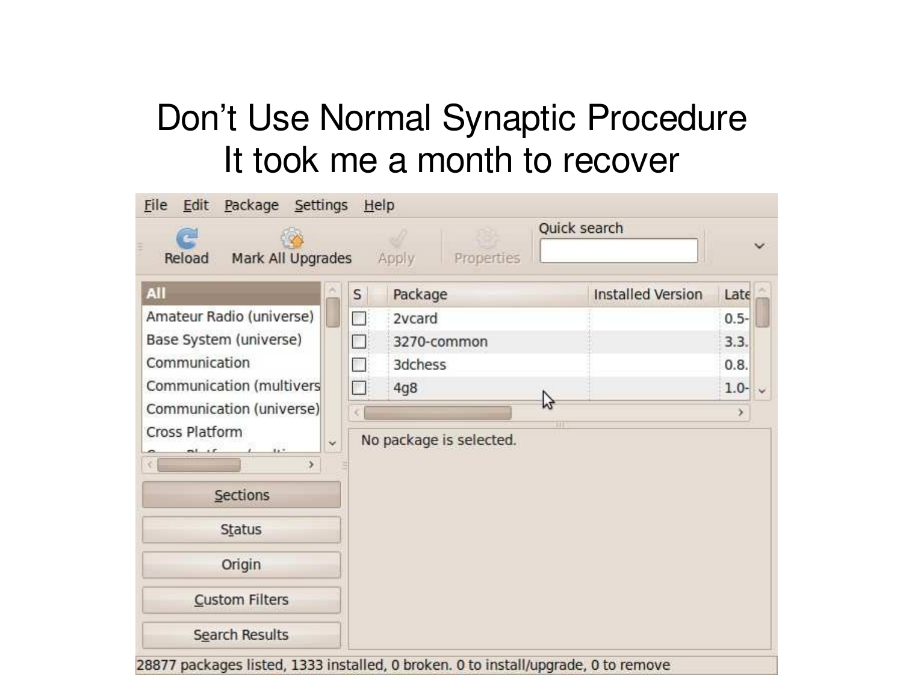# Don't Use Normal Synaptic Procedure
# It took me a month to recover

File Edit Package Settings Help

Reload Mark All Upgrades Apply Properties Quick search

All
Amateur Radio (universe)
Base System (universe)
Communication
Communication (multivers
Communication (universe)
Cross Platform

| S | Package | Installed Version | Late |
|---|---|---|---|
| ☐ | 2vcard | | 0.5- |
| ☐ | 3270-common | | 3.3. |
| ☐ | 3dchess | | 0.8. |
| ☐ | 4g8 | | 1.0- |

No package is selected.

Sections

Status

Origin

Custom Filters

Search Results

28877 packages listed, 1333 installed, 0 broken. 0 to install/upgrade, 0 to remove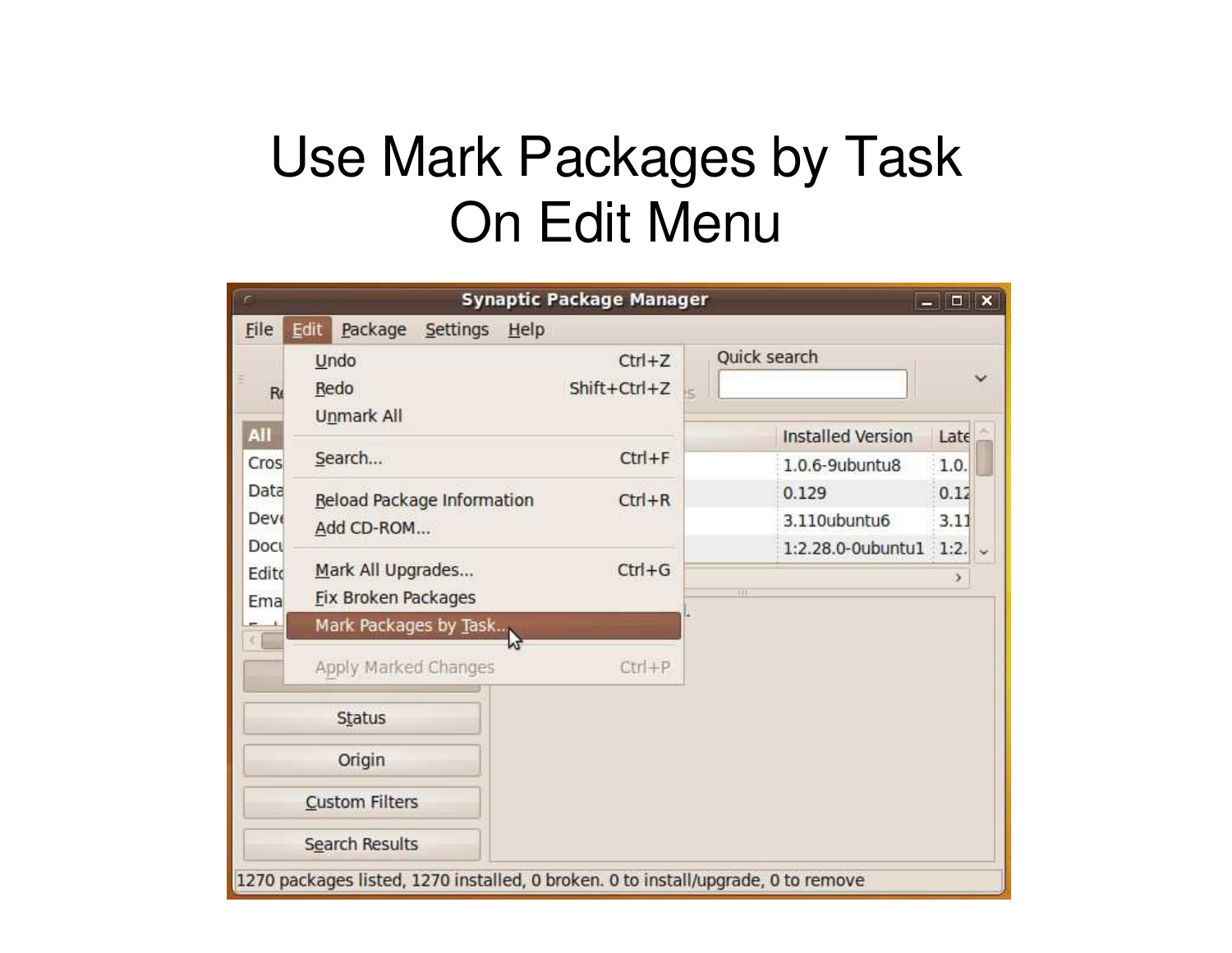# Use Mark Packages by Task On Edit Menu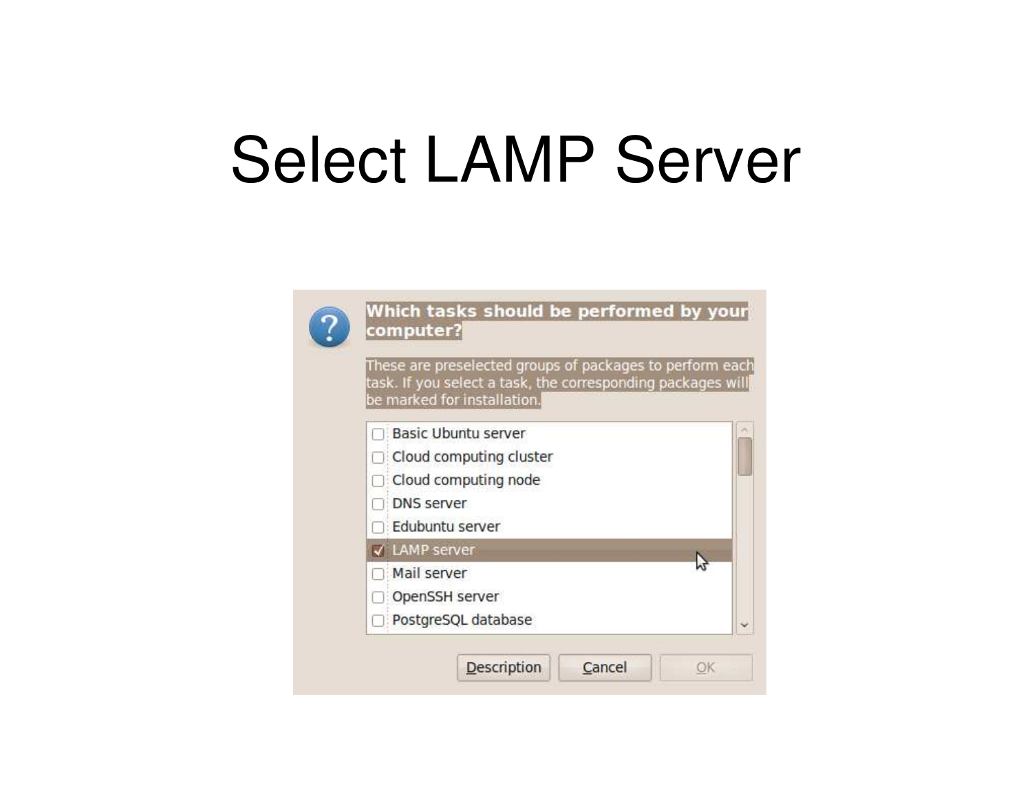# Select LAMP Server

**Which tasks should be performed by your computer?**

These are preselected groups of packages to perform each task. If you select a task, the corresponding packages will be marked for installation.

- [ ] Basic Ubuntu server
- [ ] Cloud computing cluster
- [ ] Cloud computing node
- [ ] DNS server
- [ ] Edubuntu server
- [x] LAMP server
- [ ] Mail server
- [ ] OpenSSH server
- [ ] PostgreSQL database

Description | Cancel | OK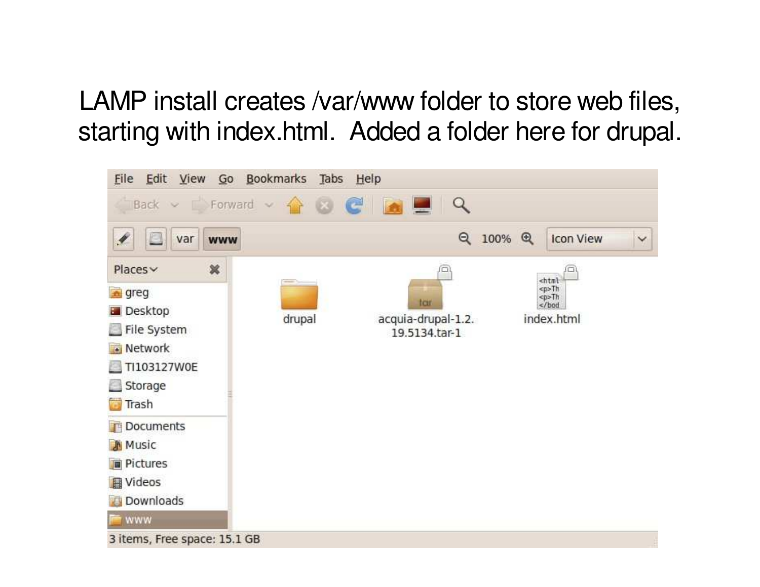LAMP install creates /var/www folder to store web files, starting with index.html. Added a folder here for drupal.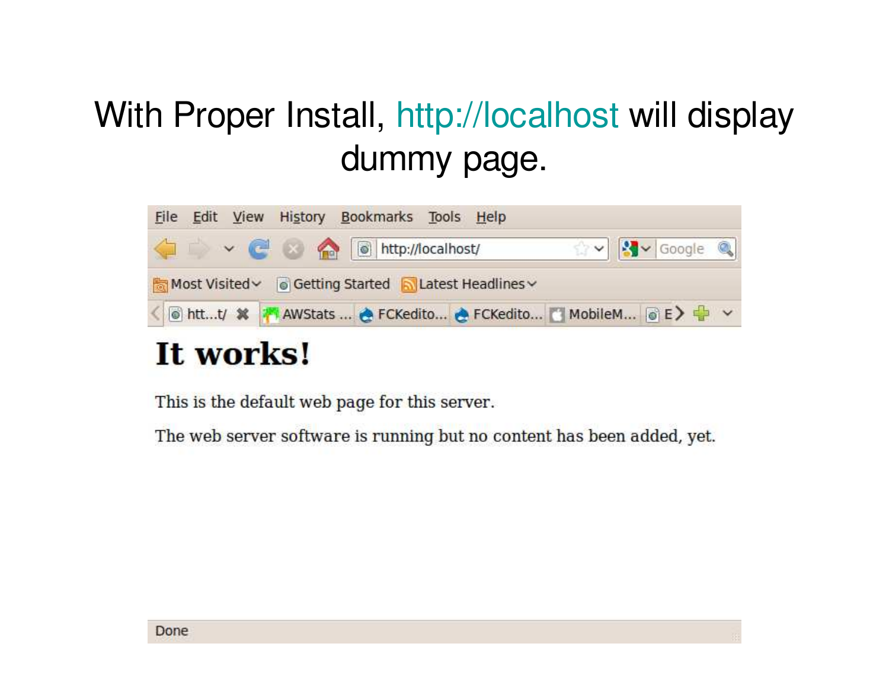# With Proper Install, http://localhost will display dummy page.

# It works!

This is the default web page for this server.

The web server software is running but no content has been added, yet.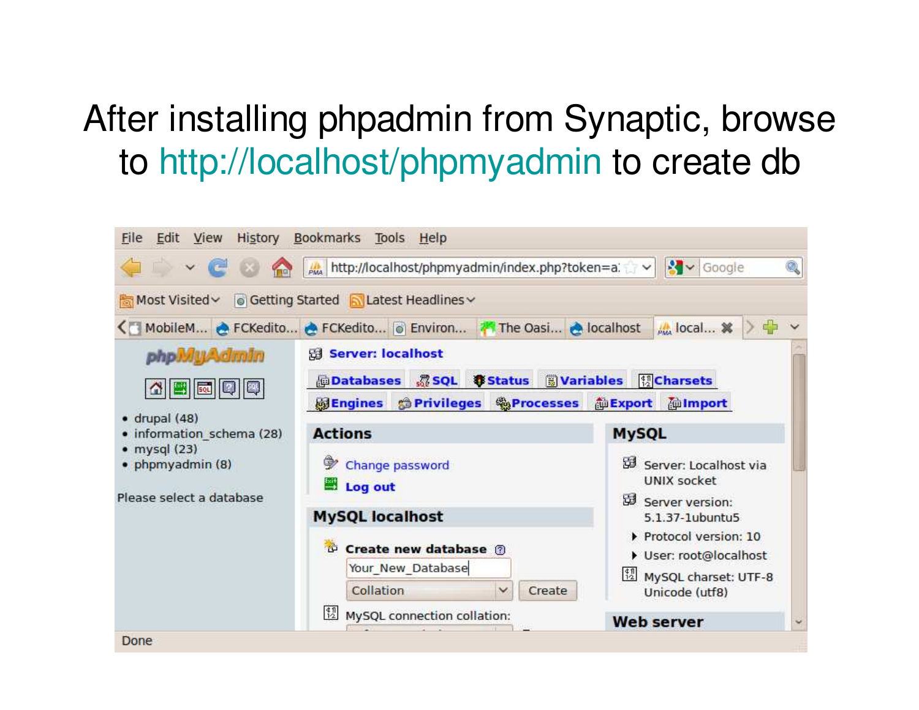# After installing phpadmin from Synaptic, browse to http://localhost/phpmyadmin to create db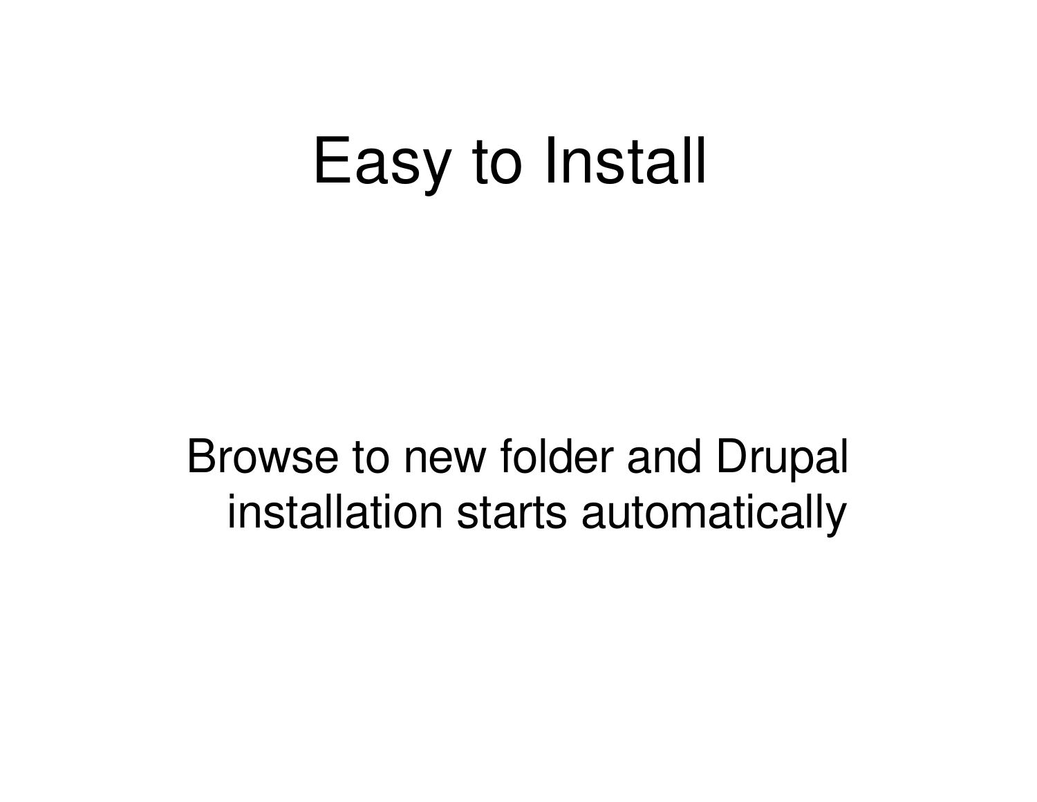# Easy to Install

Browse to new folder and Drupal installation starts automatically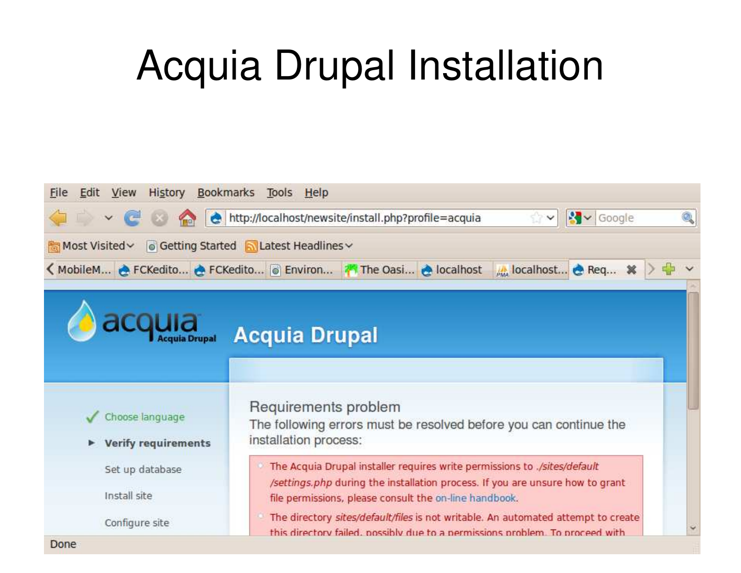# Acquia Drupal Installation

File Edit View History Bookmarks Tools Help

http://localhost/newsite/install.php?profile=acquia

Most Visited Getting Started Latest Headlines

MobileM... FCKedito... FCKedito... Environ... The Oasi... localhost localhost... Req...

acquia Acquia Drupal

Acquia Drupal

- ✓ Choose language
- ▸ **Verify requirements**
- Set up database
- Install site
- Configure site

Requirements problem

The following errors must be resolved before you can continue the installation process:

- The Acquia Drupal installer requires write permissions to *./sites/default/settings.php* during the installation process. If you are unsure how to grant file permissions, please consult the on-line handbook.
- The directory *sites/default/files* is not writable. An automated attempt to create this directory failed, possibly due to a permissions problem. To proceed with

Done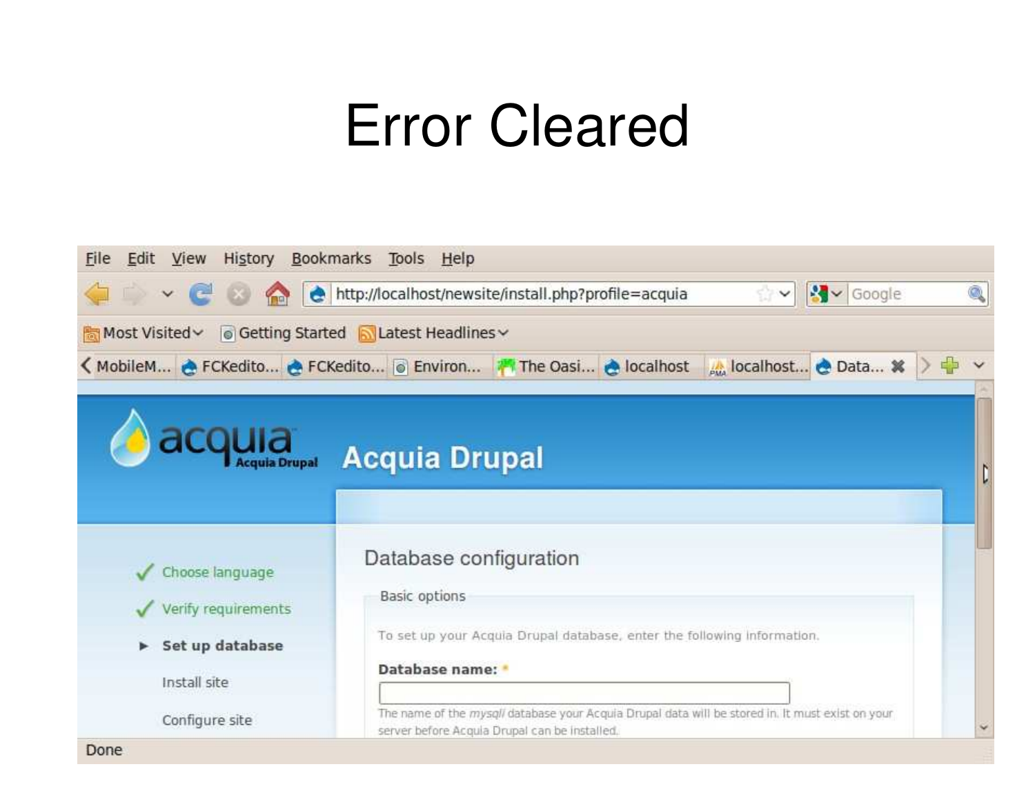# Error Cleared

File Edit View History Bookmarks Tools Help

http://localhost/newsite/install.php?profile=acquia

Most Visited Getting Started Latest Headlines

MobileM... FCKedito... FCKedito... Environ... The Oasi... localhost localhost... Data...

Acquia Drupal

- Choose language
- Verify requirements
- Set up database
- Install site
- Configure site

## Database configuration

Basic options

To set up your Acquia Drupal database, enter the following information.

**Database name:** *

The name of the *mysqli* database your Acquia Drupal data will be stored in. It must exist on your server before Acquia Drupal can be installed.

Done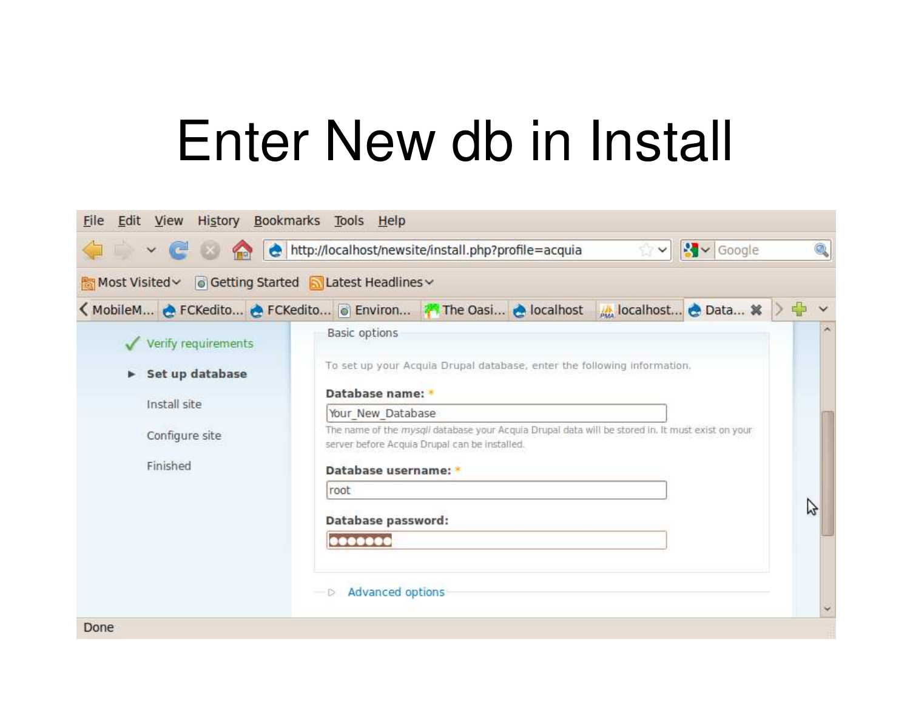# Enter New db in Install

File Edit View History Bookmarks Tools Help

http://localhost/newsite/install.php?profile=acquia

Most Visited | Getting Started | Latest Headlines

MobileM... | FCKedito... | FCKedito... | Environ... | The Oasi... | localhost | localhost... | Data...

✓ Verify requirements

▸ **Set up database**

Install site

Configure site

Finished

Basic options

To set up your Acquia Drupal database, enter the following information.

**Database name:** *

Your_New_Database

The name of the *mysqli* database your Acquia Drupal data will be stored in. It must exist on your server before Acquia Drupal can be installed.

**Database username:** *

root

**Database password:**

●●●●●●●

▷ Advanced options

Done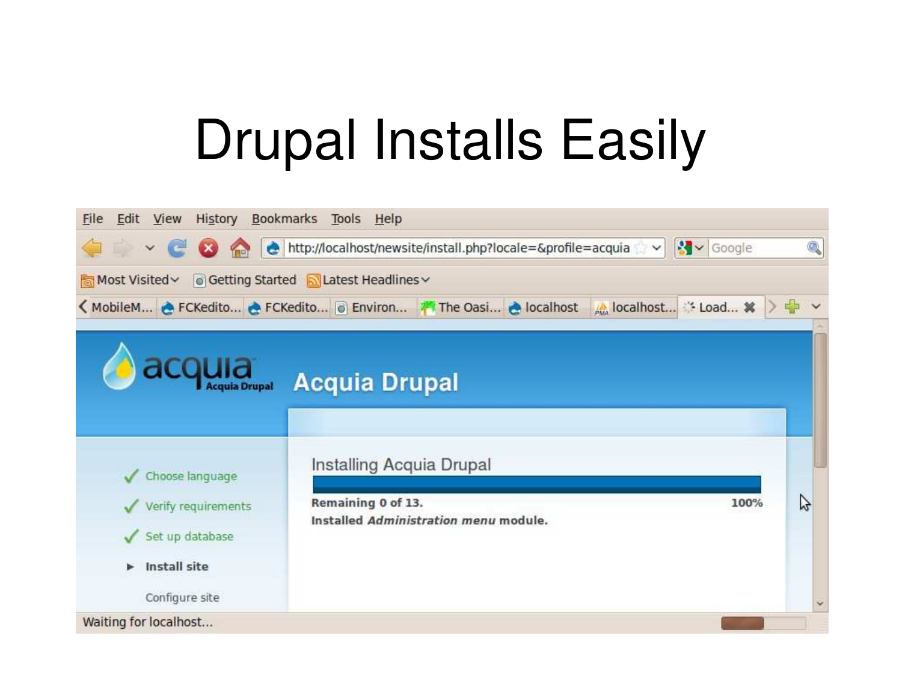# Drupal Installs Easily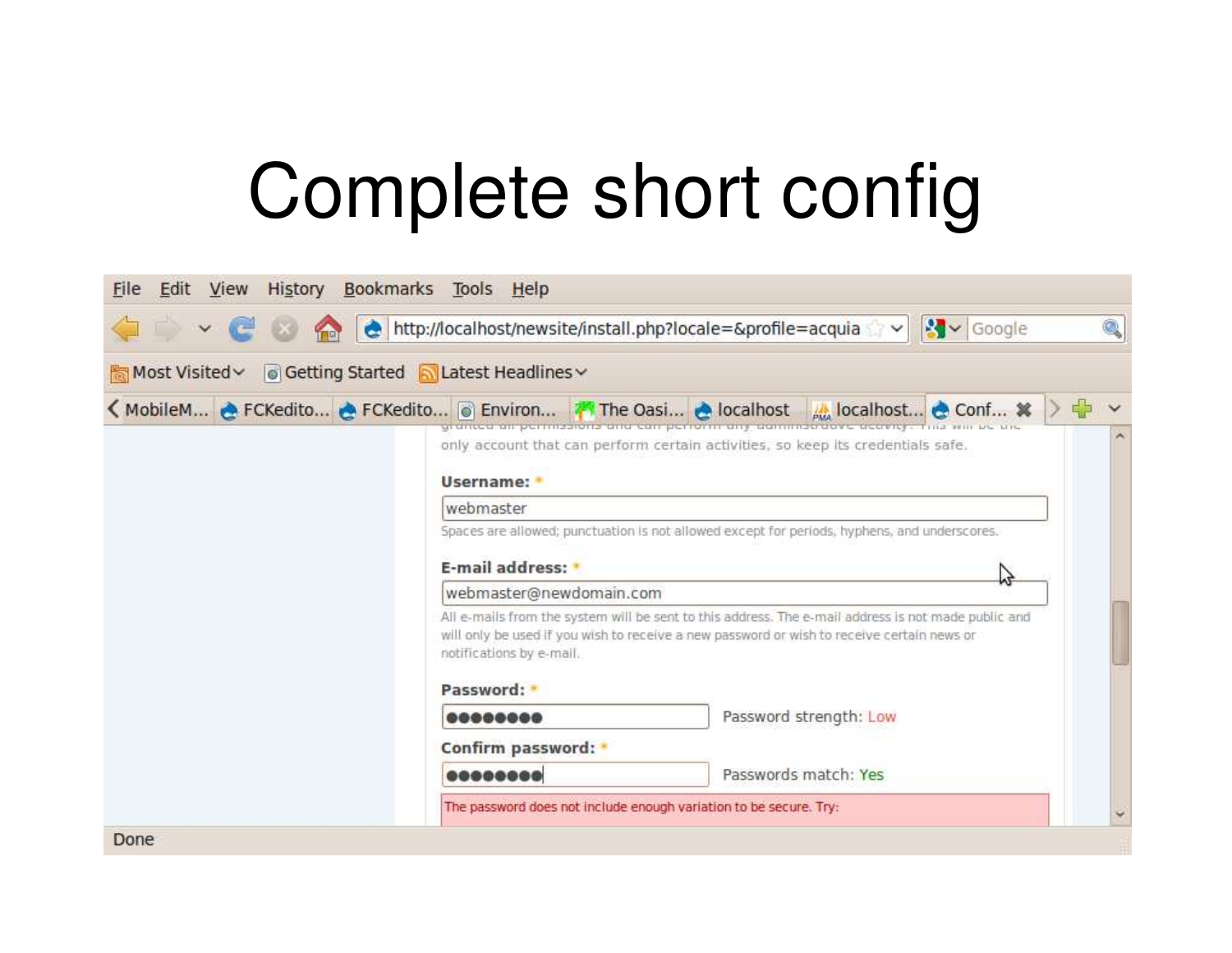# Complete short config

File Edit View History Bookmarks Tools Help

http://localhost/newsite/install.php?locale=&profile=acquia

Most Visited Getting Started Latest Headlines

MobileM... FCKedito... FCKedito... Environ... The Oasi... localhost localhost... Conf...

only account that can perform certain activities, so keep its credentials safe.

**Username:** *

webmaster

Spaces are allowed; punctuation is not allowed except for periods, hyphens, and underscores.

**E-mail address:** *

webmaster@newdomain.com

All e-mails from the system will be sent to this address. The e-mail address is not made public and will only be used if you wish to receive a new password or wish to receive certain news or notifications by e-mail.

**Password:** *

●●●●●●●● Password strength: Low

**Confirm password:** *

●●●●●●●● Passwords match: Yes

The password does not include enough variation to be secure. Try:

Done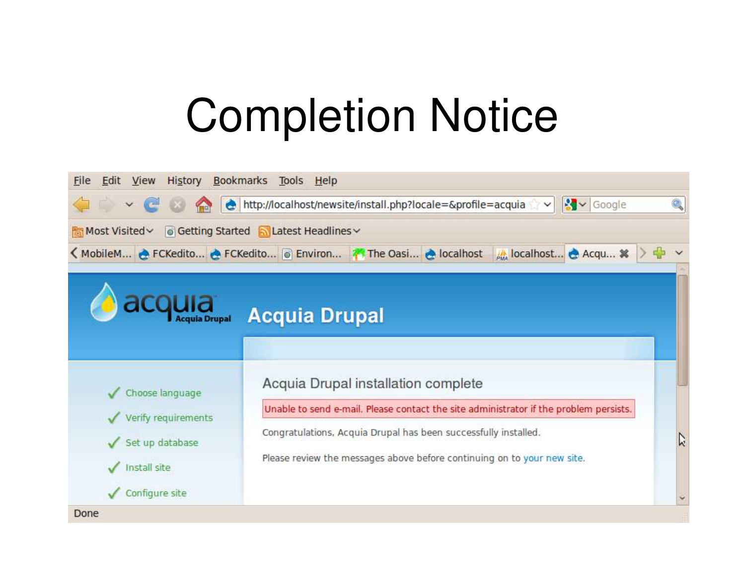# Completion Notice

Acquia Drupal

## Acquia Drupal installation complete

Unable to send e-mail. Please contact the site administrator if the problem persists.

Congratulations, Acquia Drupal has been successfully installed.

Please review the messages above before continuing on to your new site.

- ✓ Choose language
- ✓ Verify requirements
- ✓ Set up database
- ✓ Install site
- ✓ Configure site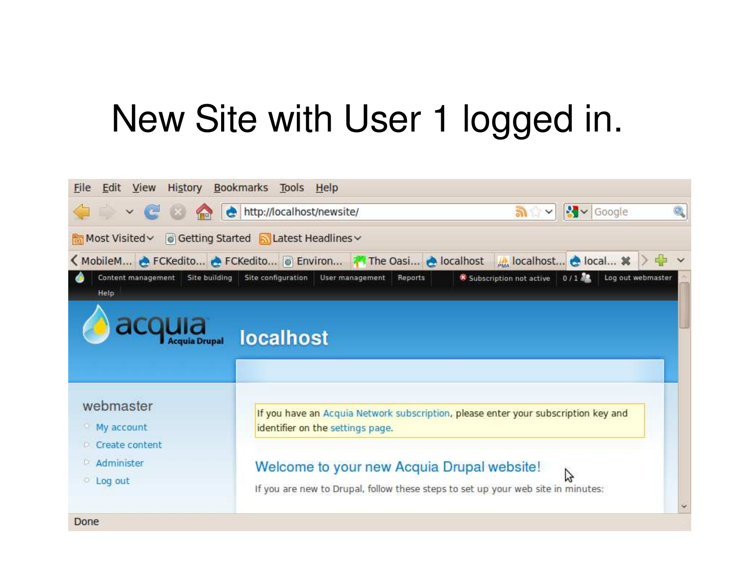# New Site with User 1 logged in.

File Edit View History Bookmarks Tools Help

http://localhost/newsite/

Most Visited Getting Started Latest Headlines

MobileM... FCKedito... FCKedito... Environ... The Oasi... localhost localhost... local...

Content management Site building Site configuration User management Reports Subscription not active 0 / 1 Log out webmaster

Help

acquia Acquia Drupal

localhost

webmaster

- My account
- Create content
- Administer
- Log out

If you have an Acquia Network subscription, please enter your subscription key and identifier on the settings page.

Welcome to your new Acquia Drupal website!

If you are new to Drupal, follow these steps to set up your web site in minutes:

Done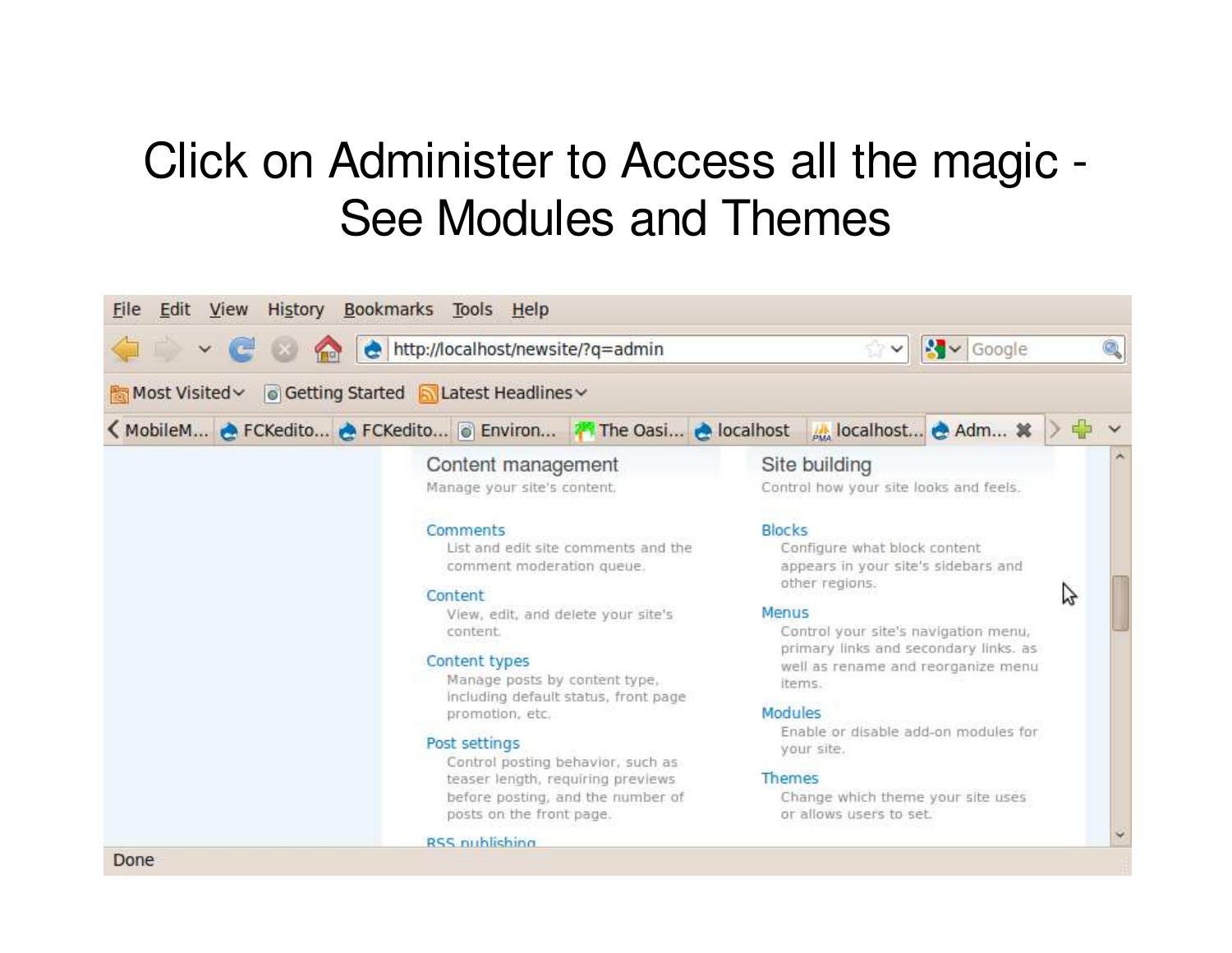# Click on Administer to Access all the magic - See Modules and Themes

File Edit View History Bookmarks Tools Help

http://localhost/newsite/?q=admin

Most Visited Getting Started Latest Headlines

MobileM... FCKedito... FCKedito... Environ... The Oasi... localhost localhost... Adm...

## Content management

Manage your site's content.

**Comments**
List and edit site comments and the comment moderation queue.

**Content**
View, edit, and delete your site's content.

**Content types**
Manage posts by content type, including default status, front page promotion, etc.

**Post settings**
Control posting behavior, such as teaser length, requiring previews before posting, and the number of posts on the front page.

**RSS publishing**

## Site building

Control how your site looks and feels.

**Blocks**
Configure what block content appears in your site's sidebars and other regions.

**Menus**
Control your site's navigation menu, primary links and secondary links. as well as rename and reorganize menu items.

**Modules**
Enable or disable add-on modules for your site.

**Themes**
Change which theme your site uses or allows users to set.

Done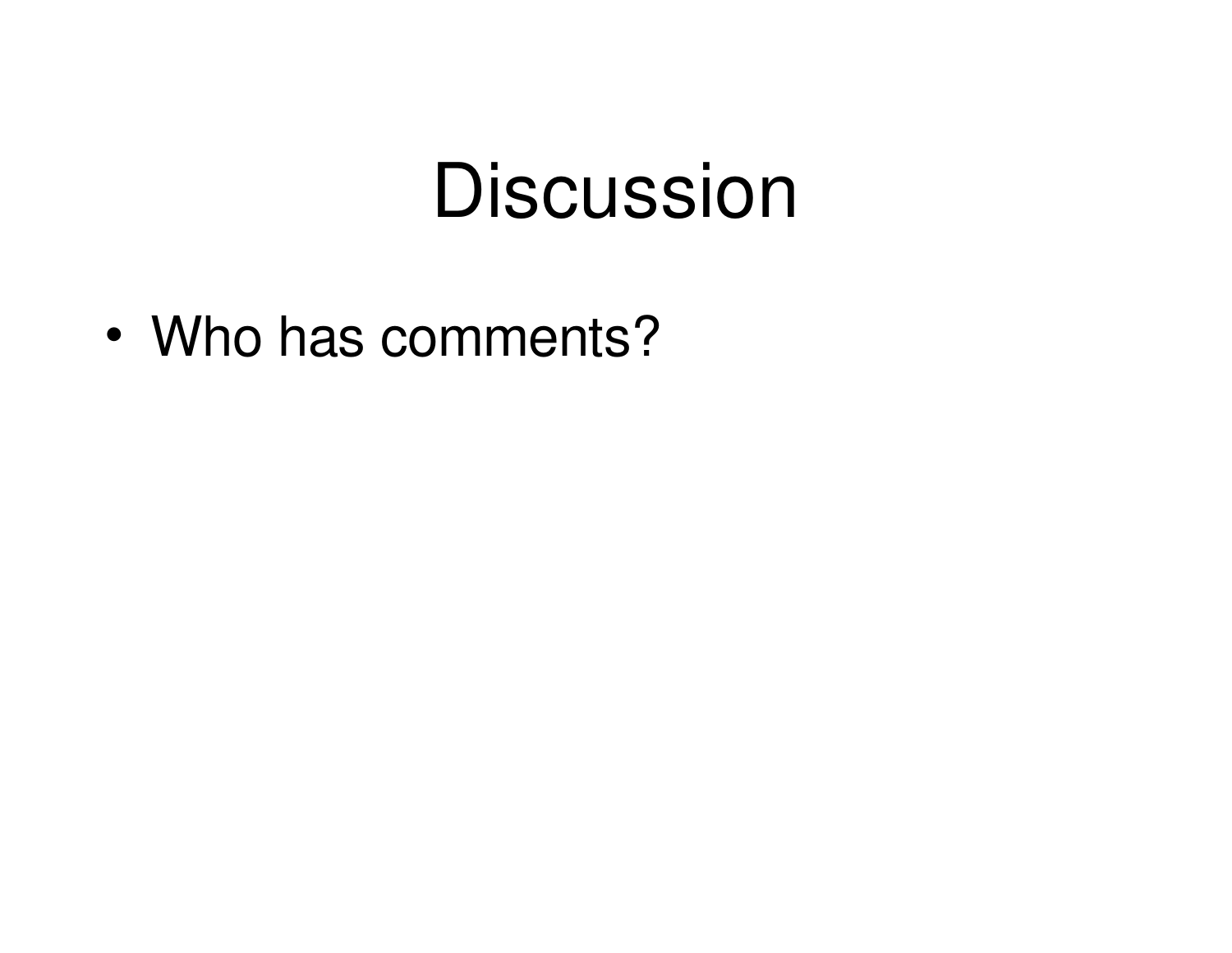# Discussion

- Who has comments?